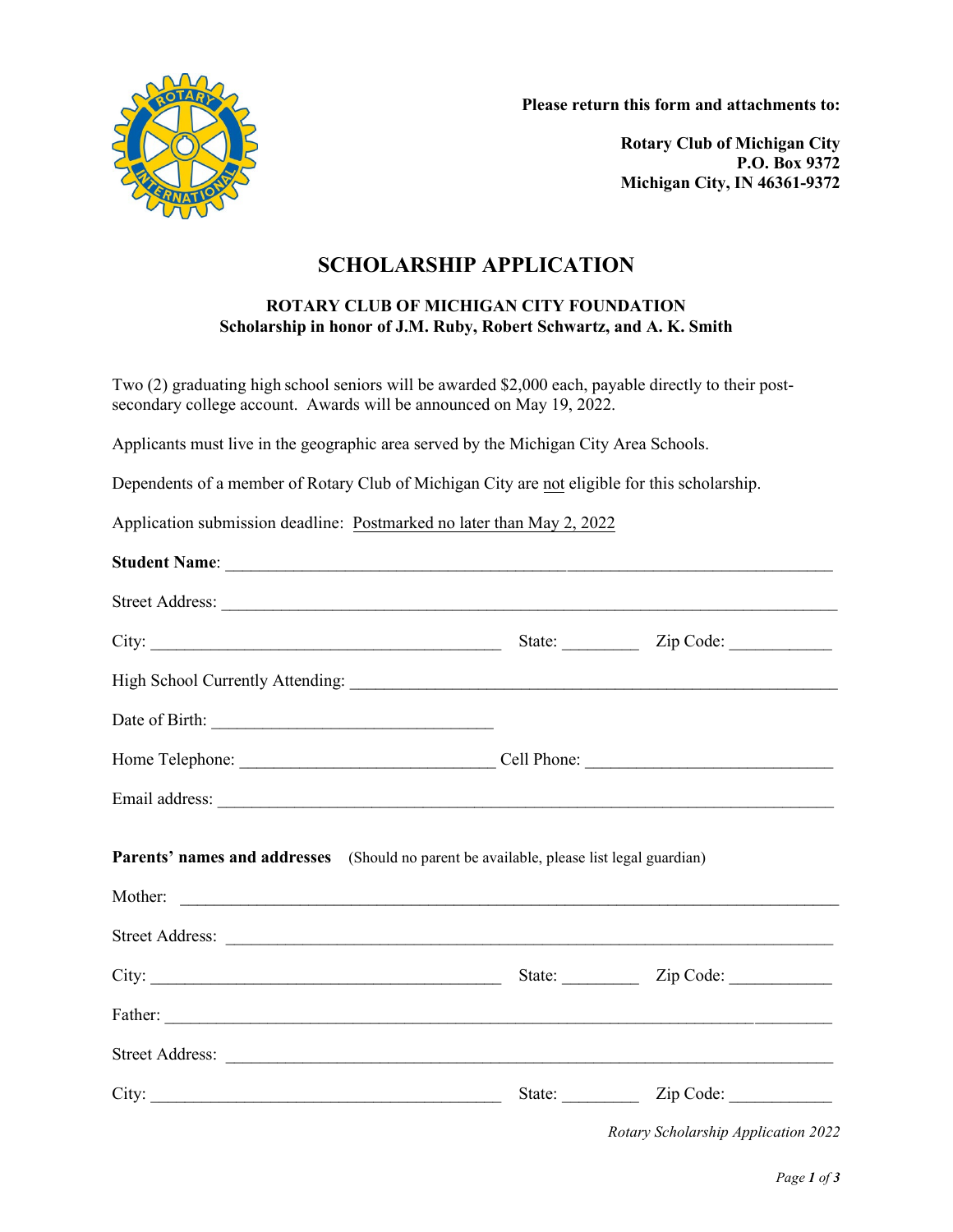**Please return this form and attachments to:**

**Rotary Club of Michigan City**
**P.O. Box 9372**
**Michigan City, IN 46361-9372**

# SCHOLARSHIP APPLICATION

### ROTARY CLUB OF MICHIGAN CITY FOUNDATION
### Scholarship in honor of J.M. Ruby, Robert Schwartz, and A. K. Smith

Two (2) graduating high school seniors will be awarded $2,000 each, payable directly to their post-secondary college account. Awards will be announced on May 19, 2022.

Applicants must live in the geographic area served by the Michigan City Area Schools.

Dependents of a member of Rotary Club of Michigan City are not eligible for this scholarship.

Application submission deadline: Postmarked no later than May 2, 2022

**Student Name**: ______________________________________________________________________

Street Address: ______________________________________________________________________

City: ________________________________________ State: ________ Zip Code: ___________

High School Currently Attending: _______________________________________________________

Date of Birth: ________________________________

Home Telephone: _____________________________ Cell Phone: ___________________________

Email address: ______________________________________________________________________

**Parents' names and addresses** (Should no parent be available, please list legal guardian)

Mother: ____________________________________________________________________________

Street Address: ______________________________________________________________________

City: ________________________________________ State: ________ Zip Code: ___________

Father: _____________________________________________________________________________

Street Address: ______________________________________________________________________

City: ________________________________________ State: ________ Zip Code: ___________

*Rotary Scholarship Application 2022*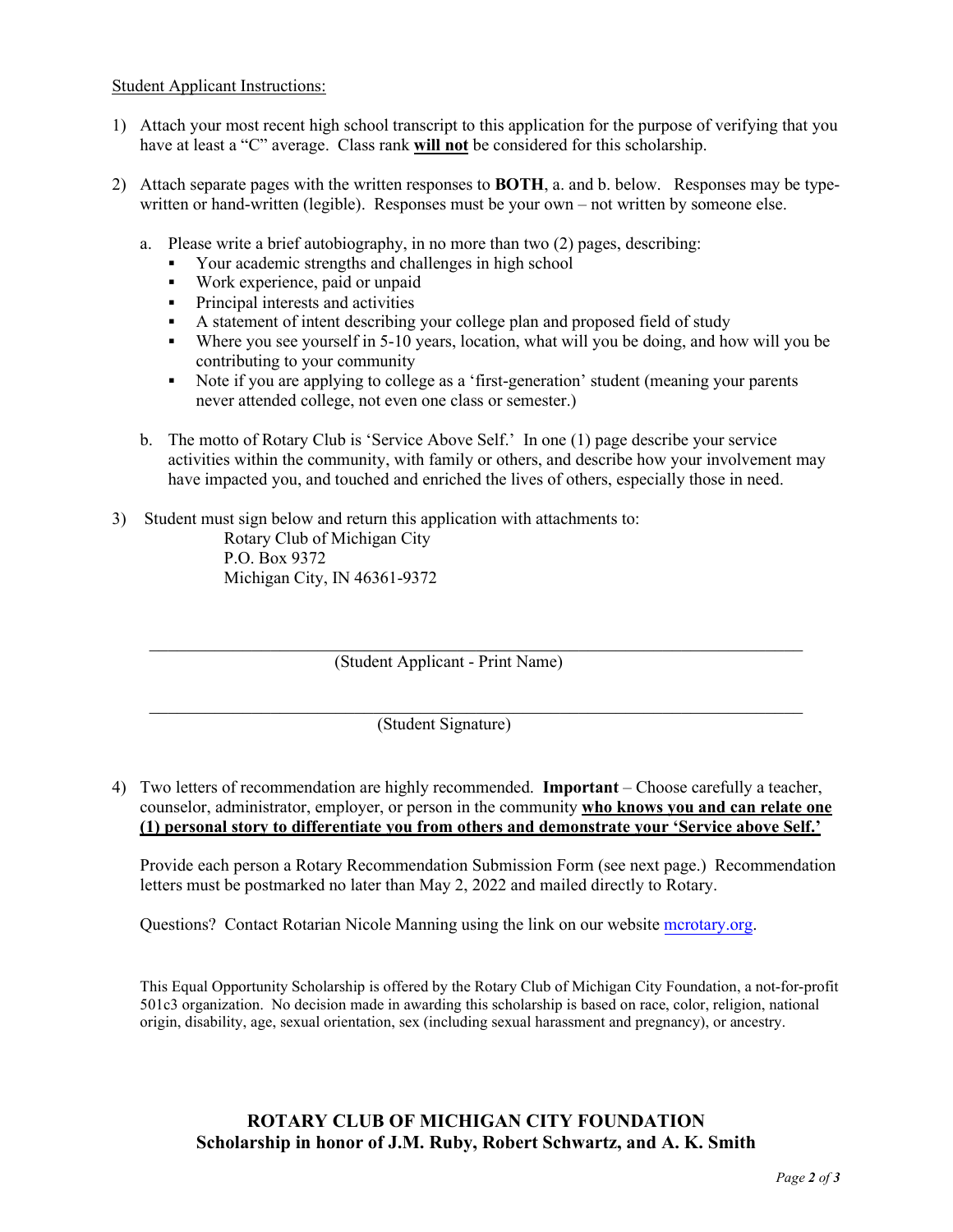Student Applicant Instructions:

1) Attach your most recent high school transcript to this application for the purpose of verifying that you have at least a "C" average. Class rank **will not** be considered for this scholarship.

2) Attach separate pages with the written responses to **BOTH**, a. and b. below. Responses may be type-written or hand-written (legible). Responses must be your own – not written by someone else.

   a. Please write a brief autobiography, in no more than two (2) pages, describing:
      - Your academic strengths and challenges in high school
      - Work experience, paid or unpaid
      - Principal interests and activities
      - A statement of intent describing your college plan and proposed field of study
      - Where you see yourself in 5-10 years, location, what will you be doing, and how will you be contributing to your community
      - Note if you are applying to college as a 'first-generation' student (meaning your parents never attended college, not even one class or semester.)

   b. The motto of Rotary Club is 'Service Above Self.' In one (1) page describe your service activities within the community, with family or others, and describe how your involvement may have impacted you, and touched and enriched the lives of others, especially those in need.

3) Student must sign below and return this application with attachments to:

   Rotary Club of Michigan City
   P.O. Box 9372
   Michigan City, IN 46361-9372

\_\_\_\_\_\_\_\_\_\_\_\_\_\_\_\_\_\_\_\_\_\_\_\_\_\_\_\_\_\_\_\_\_\_\_\_\_\_\_\_\_\_\_\_\_\_\_\_
(Student Applicant - Print Name)

\_\_\_\_\_\_\_\_\_\_\_\_\_\_\_\_\_\_\_\_\_\_\_\_\_\_\_\_\_\_\_\_\_\_\_\_\_\_\_\_\_\_\_\_\_\_\_\_
(Student Signature)

4) Two letters of recommendation are highly recommended. **Important** – Choose carefully a teacher, counselor, administrator, employer, or person in the community **who knows you and can relate one (1) personal story to differentiate you from others and demonstrate your 'Service above Self.'**

   Provide each person a Rotary Recommendation Submission Form (see next page.) Recommendation letters must be postmarked no later than May 2, 2022 and mailed directly to Rotary.

   Questions? Contact Rotarian Nicole Manning using the link on our website mcrotary.org.

This Equal Opportunity Scholarship is offered by the Rotary Club of Michigan City Foundation, a not-for-profit 501c3 organization. No decision made in awarding this scholarship is based on race, color, religion, national origin, disability, age, sexual orientation, sex (including sexual harassment and pregnancy), or ancestry.

**ROTARY CLUB OF MICHIGAN CITY FOUNDATION**
**Scholarship in honor of J.M. Ruby, Robert Schwartz, and A. K. Smith**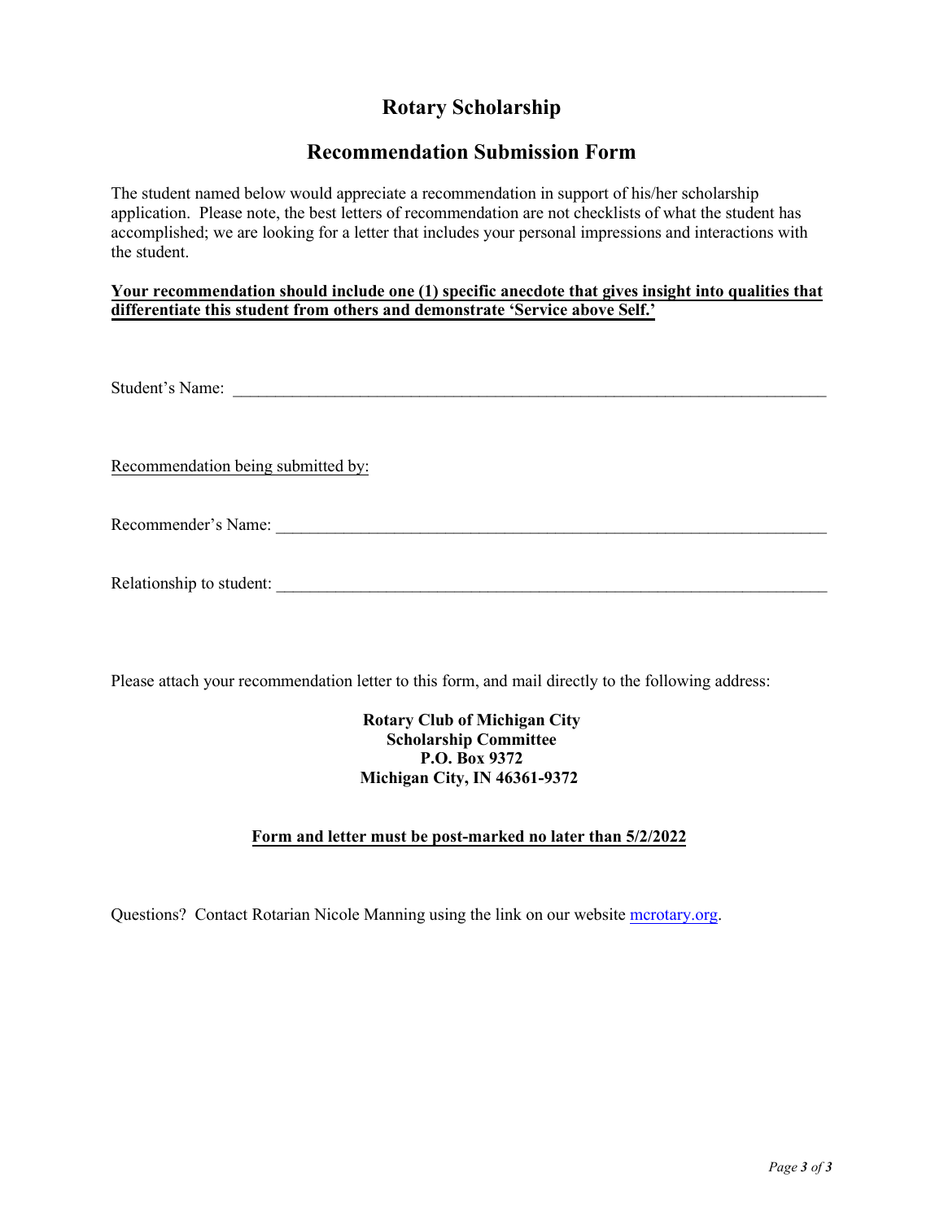# Rotary Scholarship

## Recommendation Submission Form

The student named below would appreciate a recommendation in support of his/her scholarship application. Please note, the best letters of recommendation are not checklists of what the student has accomplished; we are looking for a letter that includes your personal impressions and interactions with the student.

<u>**Your recommendation should include one (1) specific anecdote that gives insight into qualities that differentiate this student from others and demonstrate 'Service above Self.'**</u>

Student's Name: ___________________________________________________________________________

<u>Recommendation being submitted by:</u>

Recommender's Name: ______________________________________________________________________

Relationship to student: ______________________________________________________________________

Please attach your recommendation letter to this form, and mail directly to the following address:

**Rotary Club of Michigan City**
**Scholarship Committee**
**P.O. Box 9372**
**Michigan City, IN 46361-9372**

<u>**Form and letter must be post-marked no later than 5/2/2022**</u>

Questions? Contact Rotarian Nicole Manning using the link on our website mcrotary.org.